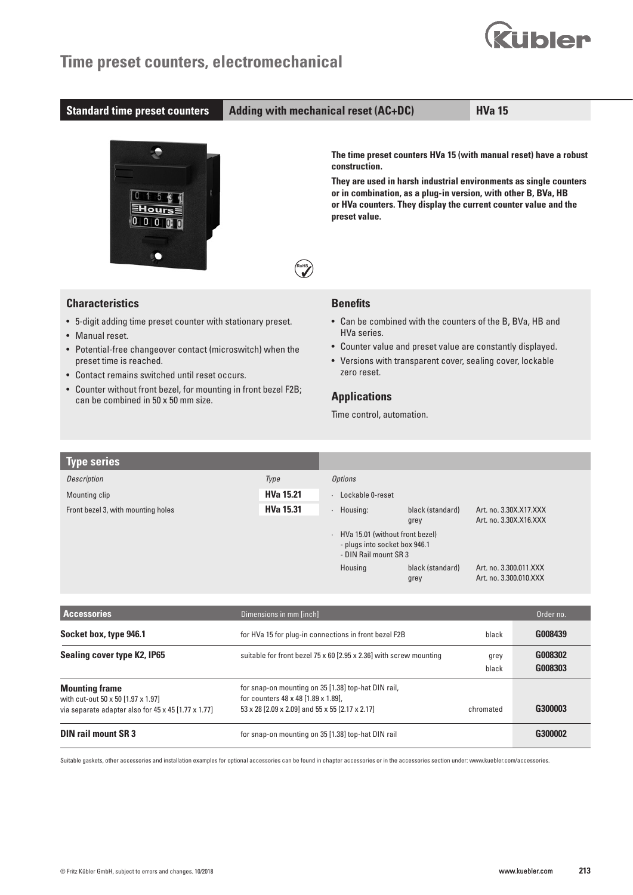# Time preset counters, electromechanical

| Standard time preset counters | Adding with mechanical reset (AC+DC) | HVa 15 |
|---|---|---|

**The time preset counters HVa 15 (with manual reset) have a robust construction.**

**They are used in harsh industrial environments as single counters or in combination, as a plug-in version, with other B, BVa, HB or HVa counters. They display the current counter value and the preset value.**

## Characteristics

- 5-digit adding time preset counter with stationary preset.
- Manual reset.
- Potential-free changeover contact (microswitch) when the preset time is reached.
- Contact remains switched until reset occurs.
- Counter without front bezel, for mounting in front bezel F2B; can be combined in 50 x 50 mm size.

## Benefits

- Can be combined with the counters of the B, BVa, HB and HVa series.
- Counter value and preset value are constantly displayed.
- Versions with transparent cover, sealing cover, lockable zero reset.

## Applications

Time control, automation.

## Type series

| *Description* | *Type* | *Options* | | |
|---|---|---|---|---|
| Mounting clip | **HVa 15.21** | · Lockable 0-reset | | |
| Front bezel 3, with mounting holes | **HVa 15.31** | · Housing: | black (standard)<br>grey | Art. no. 3.30X.X17.XXX<br>Art. no. 3.30X.X16.XXX |
| | | · HVa 15.01 (without front bezel)<br>- plugs into socket box 946.1<br>- DIN Rail mount SR 3 | | |
| | | Housing | black (standard)<br>grey | Art. no. 3.300.011.XXX<br>Art. no. 3.300.010.XXX |

| Accessories | Dimensions in mm [inch] | | Order no. |
|---|---|---|---|
| **Socket box, type 946.1** | for HVa 15 for plug-in connections in front bezel F2B | black | **G008439** |
| **Sealing cover type K2, IP65** | suitable for front bezel 75 x 60 [2.95 x 2.36] with screw mounting | grey<br>black | **G008302**<br>**G008303** |
| **Mounting frame**<br>with cut-out 50 x 50 [1.97 x 1.97]<br>via separate adapter also for 45 x 45 [1.77 x 1.77] | for snap-on mounting on 35 [1.38] top-hat DIN rail,<br>for counters 48 x 48 [1.89 x 1.89],<br>53 x 28 [2.09 x 2.09] and 55 x 55 [2.17 x 2.17] | chromated | **G300003** |
| **DIN rail mount SR 3** | for snap-on mounting on 35 [1.38] top-hat DIN rail | | **G300002** |

Suitable gaskets, other accessories and installation examples for optional accessories can be found in chapter accessories or in the accessories section under: www.kuebler.com/accessories.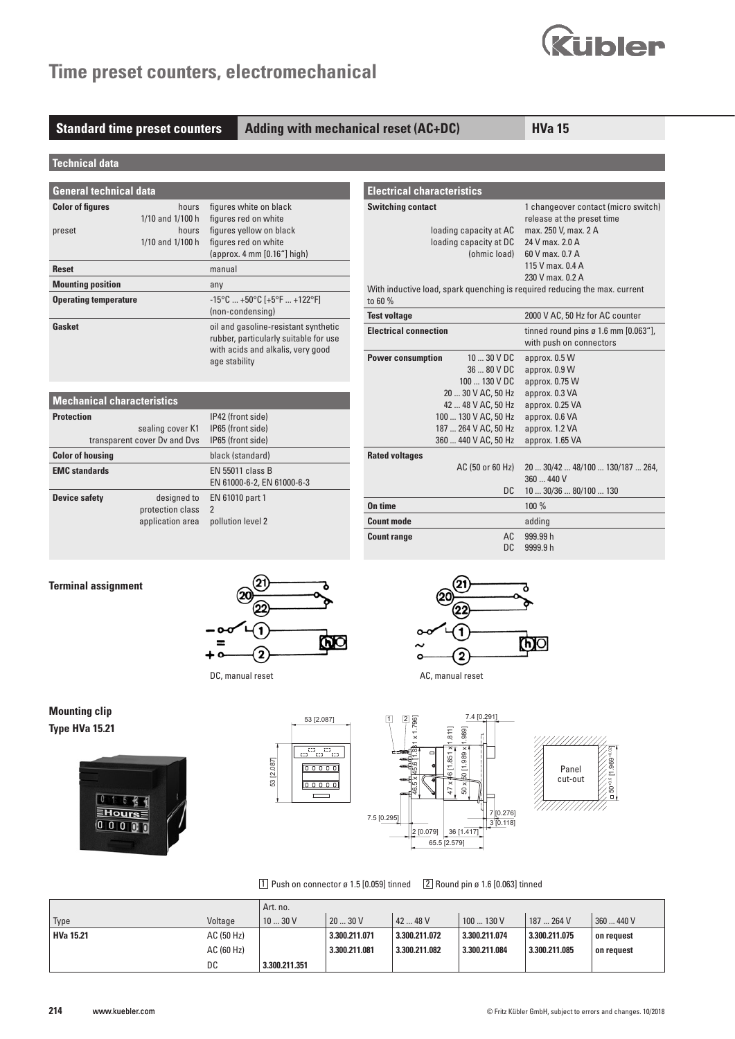# Time preset counters, electromechanical

## Standard time preset counters | Adding with mechanical reset (AC+DC) | HVa 15

### Technical data

#### General technical data

| | | |
|---|---|---|
| **Color of figures** | hours | figures white on black |
| | 1/10 and 1/100 h | figures red on white |
| preset | hours | figures yellow on black |
| | 1/10 and 1/100 h | figures red on white (approx. 4 mm [0.16"] high) |
| **Reset** | | manual |
| **Mounting position** | | any |
| **Operating temperature** | | -15°C ... +50°C [+5°F ... +122°F] (non-condensing) |
| **Gasket** | | oil and gasoline-resistant synthetic rubber, particularly suitable for use with acids and alkalis, very good age stability |

#### Mechanical characteristics

| | | |
|---|---|---|
| **Protection** | | IP42 (front side) |
| | sealing cover K1 | IP65 (front side) |
| | transparent cover Dv and Dvs | IP65 (front side) |
| **Color of housing** | | black (standard) |
| **EMC standards** | | EN 55011 class B<br>EN 61000-6-2, EN 61000-6-3 |
| **Device safety** | designed to | EN 61010 part 1 |
| | protection class | 2 |
| | application area | pollution level 2 |

#### Electrical characteristics

| | | |
|---|---|---|
| **Switching contact** | | 1 changeover contact (micro switch) release at the preset time |
| | loading capacity at AC | max. 250 V, max. 2 A |
| | loading capacity at DC (ohmic load) | 24 V max. 2.0 A<br>60 V max. 0.7 A<br>115 V max. 0.4 A<br>230 V max. 0.2 A |
| With inductive load, spark quenching is required reducing the max. current to 60 % | | |
| **Test voltage** | | 2000 V AC, 50 Hz for AC counter |
| **Electrical connection** | | tinned round pins ø 1.6 mm [0.063"], with push on connectors |
| **Power consumption** | 10 ... 30 V DC | approx. 0.5 W |
| | 36 ... 80 V DC | approx. 0.9 W |
| | 100 ... 130 V DC | approx. 0.75 W |
| | 20 ... 30 V AC, 50 Hz | approx. 0.3 VA |
| | 42 ... 48 V AC, 50 Hz | approx. 0.25 VA |
| | 100 ... 130 V AC, 50 Hz | approx. 0.6 VA |
| | 187 ... 264 V AC, 50 Hz | approx. 1.2 VA |
| | 360 ... 440 V AC, 50 Hz | approx. 1.65 VA |
| **Rated voltages** | AC (50 or 60 Hz) | 20 ... 30/42 ... 48/100 ... 130/187 ... 264, 360 ... 440 V |
| | DC | 10 ... 30/36 ... 80/100 ... 130 |
| **On time** | | 100 % |
| **Count mode** | | adding |
| **Count range** | AC | 999.99 h |
| | DC | 9999.9 h |

**Terminal assignment**

DC, manual reset

AC, manual reset

**Mounting clip**
**Type HVa 15.21**

1 Push on connector ø 1.5 [0.059] tinned   2 Round pin ø 1.6 [0.063] tinned

| Type | Voltage | Art. no.<br>10 ... 30 V | 20 ... 30 V | 42 ... 48 V | 100 ... 130 V | 187 ... 264 V | 360 ... 440 V |
|---|---|---|---|---|---|---|---|
| **HVa 15.21** | AC (50 Hz) | | **3.300.211.071** | **3.300.211.072** | **3.300.211.074** | **3.300.211.075** | **on request** |
| | AC (60 Hz) | | **3.300.211.081** | **3.300.211.082** | **3.300.211.084** | **3.300.211.085** | **on request** |
| | DC | **3.300.211.351** | | | | | |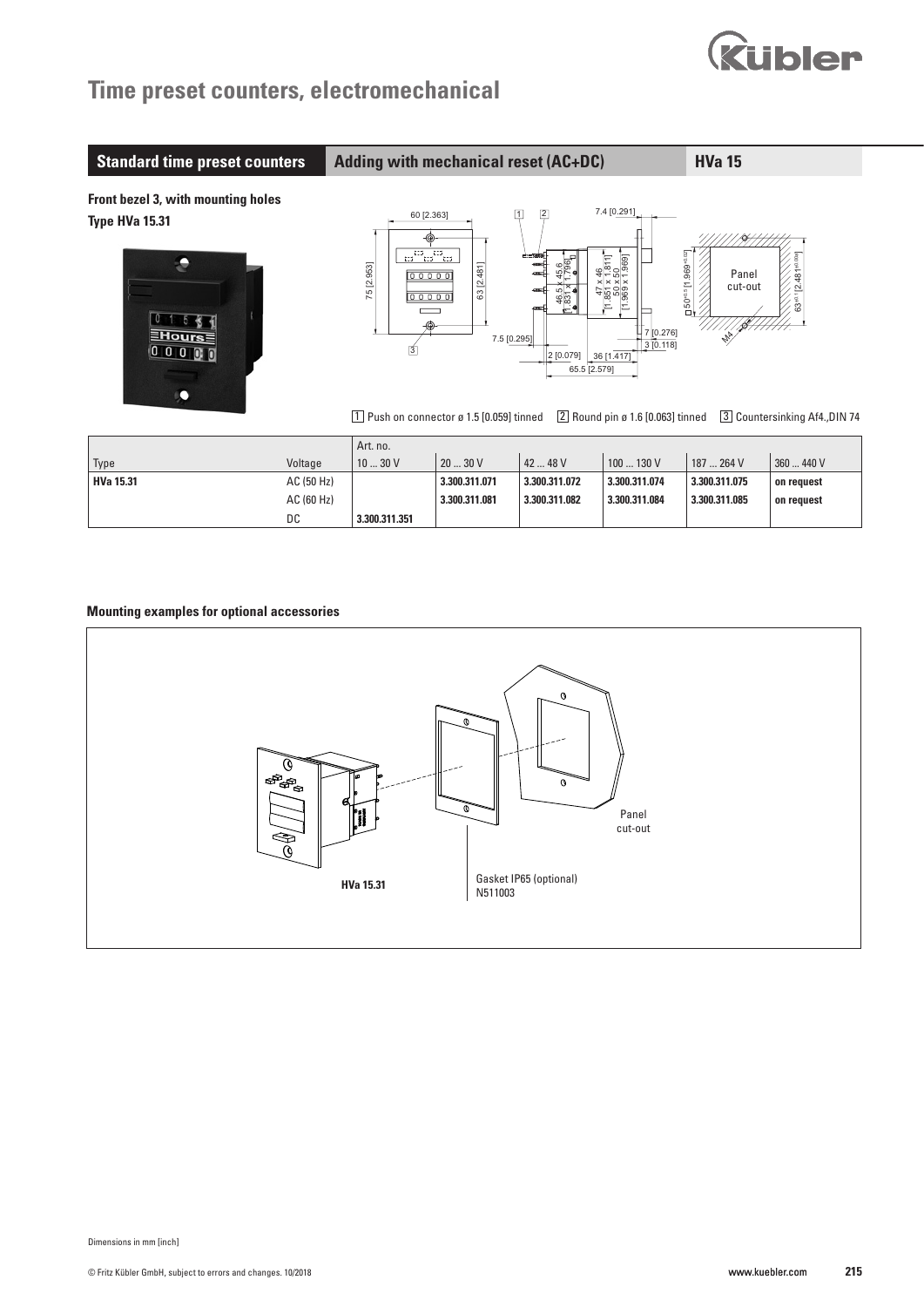# Time preset counters, electromechanical

## Standard time preset counters | Adding with mechanical reset (AC+DC) | HVa 15

**Front bezel 3, with mounting holes**

**Type HVa 15.31**

1 Push on connector ø 1.5 [0.059] tinned  2 Round pin ø 1.6 [0.063] tinned  3 Countersinking Af4.,DIN 74

| Type | Voltage | Art. no. 10 ... 30 V | 20 ... 30 V | 42 ... 48 V | 100 ... 130 V | 187 ... 264 V | 360 ... 440 V |
|---|---|---|---|---|---|---|---|
| **HVa 15.31** | AC (50 Hz) | | **3.300.311.071** | **3.300.311.072** | **3.300.311.074** | **3.300.311.075** | **on request** |
| | AC (60 Hz) | | **3.300.311.081** | **3.300.311.082** | **3.300.311.084** | **3.300.311.085** | **on request** |
| | DC | **3.300.311.351** | | | | | |

**Mounting examples for optional accessories**

HVa 15.31

Gasket IP65 (optional)
N511003

Panel cut-out

Dimensions in mm [inch]

© Fritz Kübler GmbH, subject to errors and changes. 10/2018

www.kuebler.com